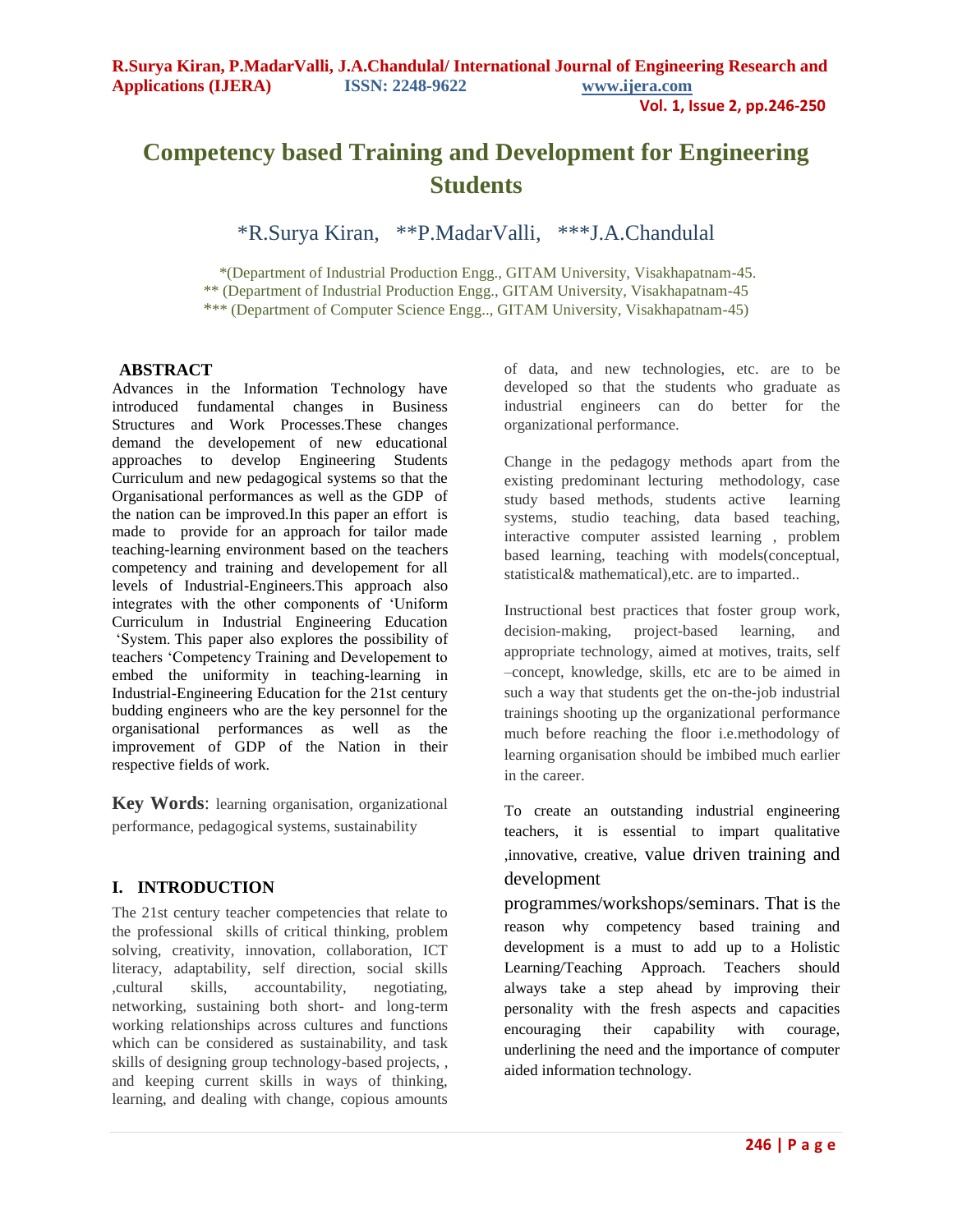# Competency based Training and Development for Engineering Students

*R.Surya Kiran, **P.MadarValli, ***J.A.Chandulal

*(Department of Industrial Production Engg., GITAM University, Visakhapatnam-45.
** (Department of Industrial Production Engg., GITAM University, Visakhapatnam-45
*** (Department of Computer Science Engg.., GITAM University, Visakhapatnam-45)

## ABSTRACT

Advances in the Information Technology have introduced fundamental changes in Business Structures and Work Processes.These changes demand the developement of new educational approaches to develop Engineering Students Curriculum and new pedagogical systems so that the Organisational performances as well as the GDP of the nation can be improved.In this paper an effort is made to provide for an approach for tailor made teaching-learning environment based on the teachers competency and training and developement for all levels of Industrial-Engineers.This approach also integrates with the other components of 'Uniform Curriculum in Industrial Engineering Education 'System. This paper also explores the possibility of teachers 'Competency Training and Developement to embed the uniformity in teaching-learning in Industrial-Engineering Education for the 21st century budding engineers who are the key personnel for the organisational performances as well as the improvement of GDP of the Nation in their respective fields of work.

**Key Words**: learning organisation, organizational performance, pedagogical systems, sustainability

## I. INTRODUCTION

The 21st century teacher competencies that relate to the professional skills of critical thinking, problem solving, creativity, innovation, collaboration, ICT literacy, adaptability, self direction, social skills ,cultural skills, accountability, negotiating, networking, sustaining both short- and long-term working relationships across cultures and functions which can be considered as sustainability, and task skills of designing group technology-based projects, , and keeping current skills in ways of thinking, learning, and dealing with change, copious amounts of data, and new technologies, etc. are to be developed so that the students who graduate as industrial engineers can do better for the organizational performance.

Change in the pedagogy methods apart from the existing predominant lecturing methodology, case study based methods, students active learning systems, studio teaching, data based teaching, interactive computer assisted learning , problem based learning, teaching with models(conceptual, statistical& mathematical),etc. are to imparted..

Instructional best practices that foster group work, decision-making, project-based learning, and appropriate technology, aimed at motives, traits, self –concept, knowledge, skills, etc are to be aimed in such a way that students get the on-the-job industrial trainings shooting up the organizational performance much before reaching the floor i.e.methodology of learning organisation should be imbibed much earlier in the career.

To create an outstanding industrial engineering teachers, it is essential to impart qualitative ,innovative, creative, value driven training and development programmes/workshops/seminars. That is the reason why competency based training and development is a must to add up to a Holistic Learning/Teaching Approach. Teachers should always take a step ahead by improving their personality with the fresh aspects and capacities encouraging their capability with courage, underlining the need and the importance of computer aided information technology.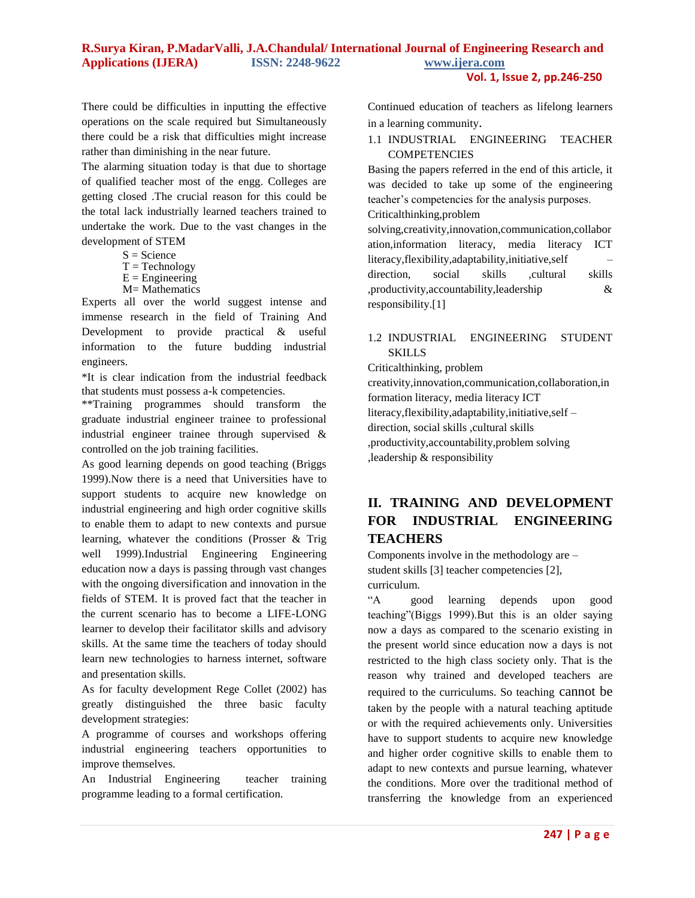There could be difficulties in inputting the effective operations on the scale required but Simultaneously there could be a risk that difficulties might increase rather than diminishing in the near future.

The alarming situation today is that due to shortage of qualified teacher most of the engg. Colleges are getting closed .The crucial reason for this could be the total lack industrially learned teachers trained to undertake the work. Due to the vast changes in the development of STEM

S = Science
T = Technology
E = Engineering
M= Mathematics

Experts all over the world suggest intense and immense research in the field of Training And Development to provide practical & useful information to the future budding industrial engineers.

*It is clear indication from the industrial feedback that students must possess a-k competencies.

**Training programmes should transform the graduate industrial engineer trainee to professional industrial engineer trainee through supervised & controlled on the job training facilities.

As good learning depends on good teaching (Briggs 1999).Now there is a need that Universities have to support students to acquire new knowledge on industrial engineering and high order cognitive skills to enable them to adapt to new contexts and pursue learning, whatever the conditions (Prosser & Trig well 1999).Industrial Engineering Engineering education now a days is passing through vast changes with the ongoing diversification and innovation in the fields of STEM. It is proved fact that the teacher in the current scenario has to become a LIFE-LONG learner to develop their facilitator skills and advisory skills. At the same time the teachers of today should learn new technologies to harness internet, software and presentation skills.

As for faculty development Rege Collet (2002) has greatly distinguished the three basic faculty development strategies:

A programme of courses and workshops offering industrial engineering teachers opportunities to improve themselves.

An Industrial Engineering teacher training programme leading to a formal certification.

Continued education of teachers as lifelong learners in a learning community.

### 1.1 INDUSTRIAL ENGINEERING TEACHER COMPETENCIES

Basing the papers referred in the end of this article, it was decided to take up some of the engineering teacher's competencies for the analysis purposes.

Criticalthinking,problem solving,creativity,innovation,communication,collaboration,information literacy, media literacy ICT literacy,flexibility,adaptability,initiative,self – direction, social skills ,cultural skills ,productivity,accountability,leadership & responsibility.[1]

### 1.2 INDUSTRIAL ENGINEERING STUDENT SKILLS

Criticalthinking, problem creativity,innovation,communication,collaboration,information literacy, media literacy ICT literacy,flexibility,adaptability,initiative,self – direction, social skills ,cultural skills ,productivity,accountability,problem solving ,leadership & responsibility

## II. TRAINING AND DEVELOPMENT FOR INDUSTRIAL ENGINEERING TEACHERS

Components involve in the methodology are – student skills [3] teacher competencies [2], curriculum.

"A good learning depends upon good teaching"(Biggs 1999).But this is an older saying now a days as compared to the scenario existing in the present world since education now a days is not restricted to the high class society only. That is the reason why trained and developed teachers are required to the curriculums. So teaching cannot be taken by the people with a natural teaching aptitude or with the required achievements only. Universities have to support students to acquire new knowledge and higher order cognitive skills to enable them to adapt to new contexts and pursue learning, whatever the conditions. More over the traditional method of transferring the knowledge from an experienced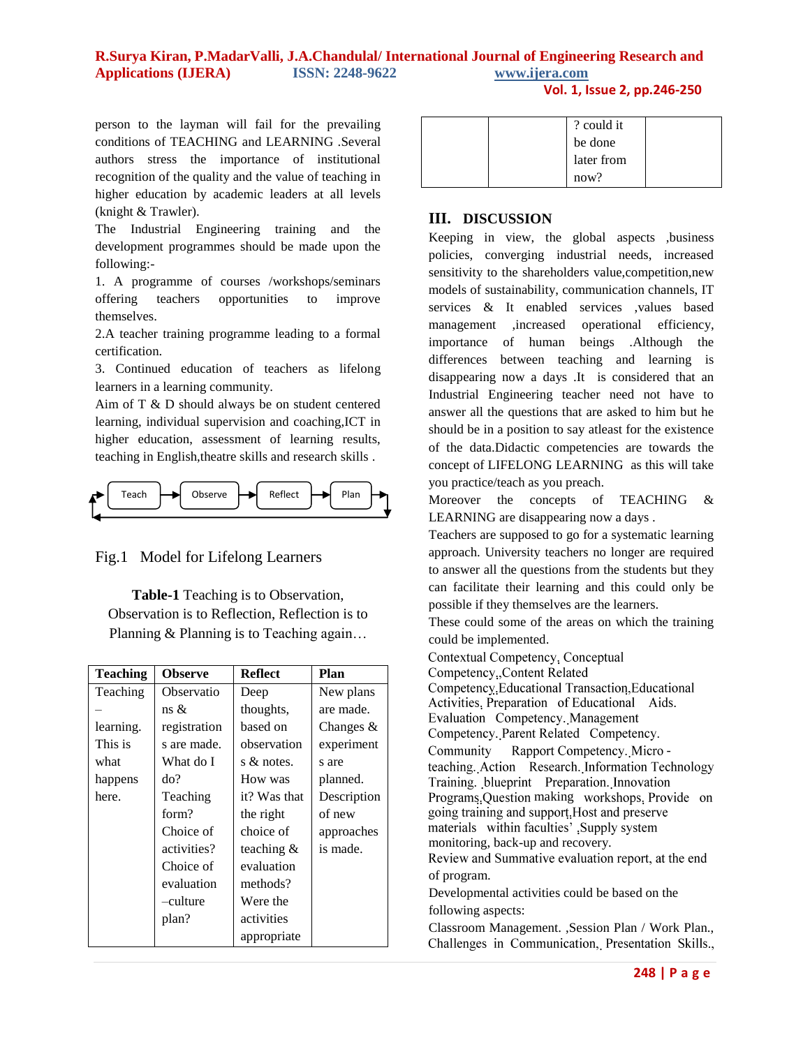person to the layman will fail for the prevailing conditions of TEACHING and LEARNING .Several authors stress the importance of institutional recognition of the quality and the value of teaching in higher education by academic leaders at all levels (knight & Trawler).

The Industrial Engineering training and the development programmes should be made upon the following:-

1. A programme of courses /workshops/seminars offering teachers opportunities to improve themselves.
2. A teacher training programme leading to a formal certification.
3. Continued education of teachers as lifelong learners in a learning community.

Aim of T & D should always be on student centered learning, individual supervision and coaching,ICT in higher education, assessment of learning results, teaching in English,theatre skills and research skills .

Teach → Observe → Reflect → Plan

Fig.1 Model for Lifelong Learners

**Table-1** Teaching is to Observation, Observation is to Reflection, Reflection is to Planning & Planning is to Teaching again…

| Teaching | Observe | Reflect | Plan |
|---|---|---|---|
| Teaching – learning. This is what happens here. | Observations & registrations are made. What do I do? Teaching form? Choice of activities? Choice of evaluation –culture plan? | Deep thoughts, based on observations & notes. How was it? Was that the right choice of teaching & evaluation methods? Were the activities appropriate ? could it be done later from now? | New plans are made. Changes & experiments are planned. Description of new approaches is made. |

## III. DISCUSSION

Keeping in view, the global aspects ,business policies, converging industrial needs, increased sensitivity to the shareholders value,competition,new models of sustainability, communication channels, IT services & It enabled services ,values based management ,increased operational efficiency, importance of human beings .Although the differences between teaching and learning is disappearing now a days .It is considered that an Industrial Engineering teacher need not have to answer all the questions that are asked to him but he should be in a position to say atleast for the existence of the data.Didactic competencies are towards the concept of LIFELONG LEARNING as this will take you practice/teach as you preach.

Moreover the concepts of TEACHING & LEARNING are disappearing now a days .

Teachers are supposed to go for a systematic learning approach. University teachers no longer are required to answer all the questions from the students but they can facilitate their learning and this could only be possible if they themselves are the learners.

These could some of the areas on which the training could be implemented.

Contextual Competency, Conceptual Competency.,Content Related Competency,Educational Transaction,Educational Activities, Preparation of Educational Aids. Evaluation Competency. Management Competency. Parent Related Competency. Community Rapport Competency. Micro - teaching. Action Research. Information Technology Training. blueprint Preparation. Innovation Programs,Question making workshops, Provide on going training and support,Host and preserve materials within faculties' ,Supply system monitoring, back-up and recovery.

Review and Summative evaluation report, at the end of program.

Developmental activities could be based on the following aspects:

Classroom Management. ,Session Plan / Work Plan., Challenges in Communication. Presentation Skills.,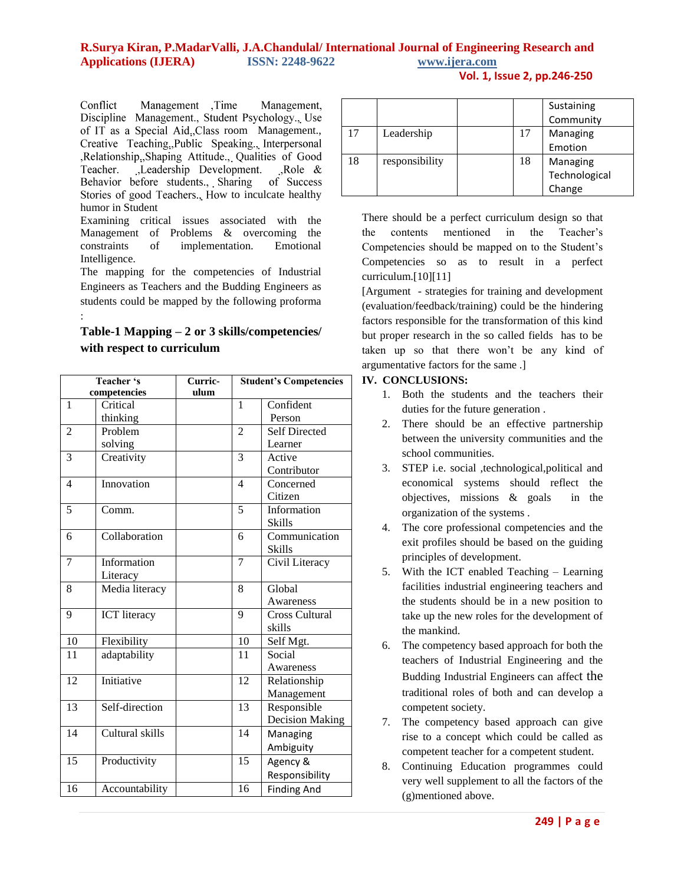Conflict Management ,Time Management, Discipline Management., Student Psychology., Use of IT as a Special Aid,,Class room Management., Creative Teaching,,Public Speaking., Interpersonal ,Relationship,,Shaping Attitude., Qualities of Good Teacher. ,Leadership Development. ,Role & Behavior before students., Sharing of Success Stories of good Teachers., How to inculcate healthy humor in Student

Examining critical issues associated with the Management of Problems & overcoming the constraints of implementation. Emotional Intelligence.

The mapping for the competencies of Industrial Engineers as Teachers and the Budding Engineers as students could be mapped by the following proforma :

**Table-1 Mapping – 2 or 3 skills/competencies/ with respect to curriculum**

| Teacher 's competencies | | Curric-ulum | Student's Competencies | |
|---|---|---|---|---|
| 1 | Critical thinking | | 1 | Confident Person |
| 2 | Problem solving | | 2 | Self Directed Learner |
| 3 | Creativity | | 3 | Active Contributor |
| 4 | Innovation | | 4 | Concerned Citizen |
| 5 | Comm. | | 5 | Information Skills |
| 6 | Collaboration | | 6 | Communication Skills |
| 7 | Information Literacy | | 7 | Civil Literacy |
| 8 | Media literacy | | 8 | Global Awareness |
| 9 | ICT literacy | | 9 | Cross Cultural skills |
| 10 | Flexibility | | 10 | Self Mgt. |
| 11 | adaptability | | 11 | Social Awareness |
| 12 | Initiative | | 12 | Relationship Management |
| 13 | Self-direction | | 13 | Responsible Decision Making |
| 14 | Cultural skills | | 14 | Managing Ambiguity |
| 15 | Productivity | | 15 | Agency & Responsibility |
| 16 | Accountability | | 16 | Finding And Sustaining Community |
| 17 | Leadership | | 17 | Managing Emotion |
| 18 | responsibility | | 18 | Managing Technological Change |

There should be a perfect curriculum design so that the contents mentioned in the Teacher's Competencies should be mapped on to the Student's Competencies so as to result in a perfect curriculum.[10][11]

[Argument - strategies for training and development (evaluation/feedback/training) could be the hindering factors responsible for the transformation of this kind but proper research in the so called fields has to be taken up so that there won't be any kind of argumentative factors for the same .]

## IV. CONCLUSIONS:

1. Both the students and the teachers their duties for the future generation .
2. There should be an effective partnership between the university communities and the school communities.
3. STEP i.e. social ,technological,political and economical systems should reflect the objectives, missions & goals in the organization of the systems .
4. The core professional competencies and the exit profiles should be based on the guiding principles of development.
5. With the ICT enabled Teaching – Learning facilities industrial engineering teachers and the students should be in a new position to take up the new roles for the development of the mankind.
6. The competency based approach for both the teachers of Industrial Engineering and the Budding Industrial Engineers can affect the traditional roles of both and can develop a competent society.
7. The competency based approach can give rise to a concept which could be called as competent teacher for a competent student.
8. Continuing Education programmes could very well supplement to all the factors of the (g)mentioned above.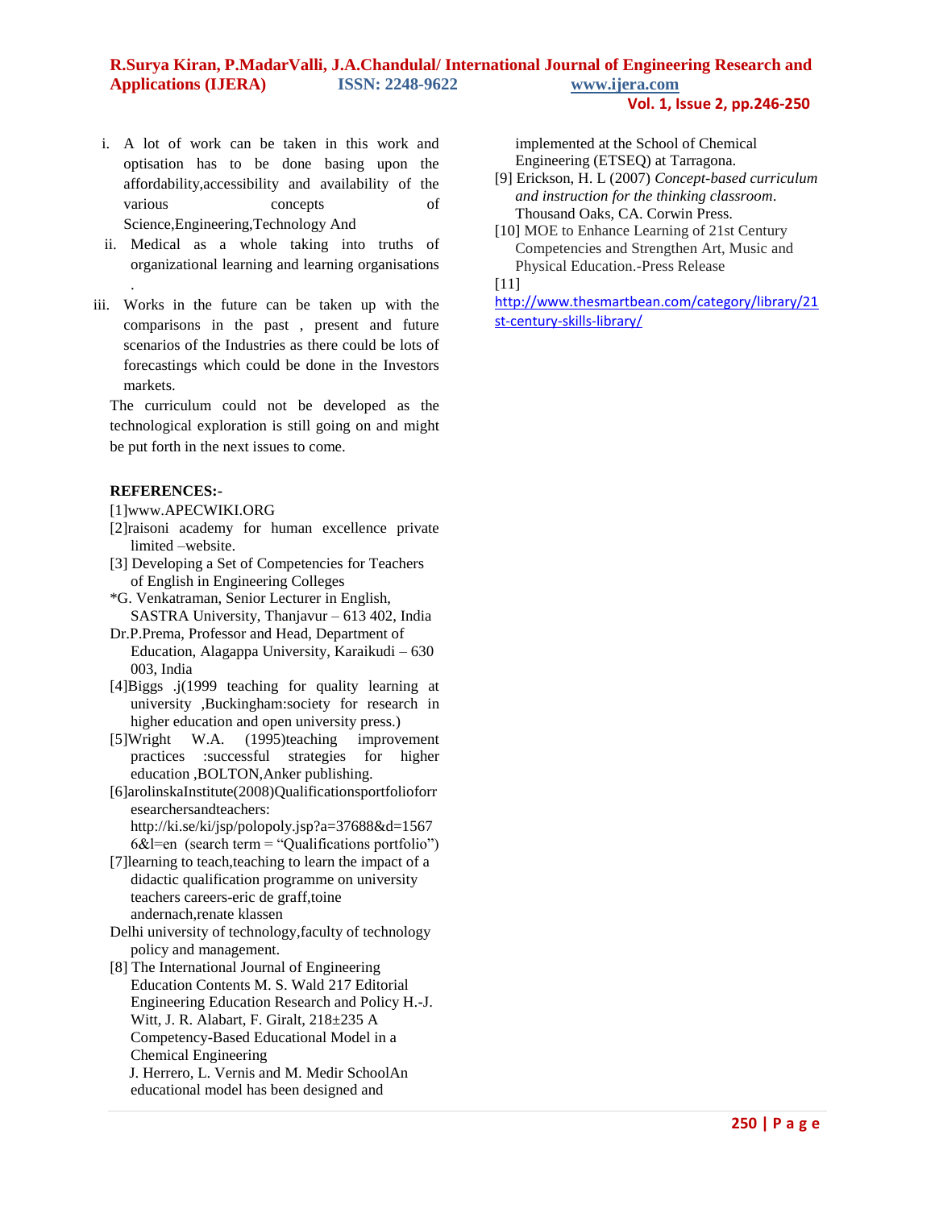i. A lot of work can be taken in this work and optisation has to be done basing upon the affordability,accessibility and availability of the various concepts of Science,Engineering,Technology And

ii. Medical as a whole taking into truths of organizational learning and learning organisations .

iii. Works in the future can be taken up with the comparisons in the past , present and future scenarios of the Industries as there could be lots of forecastings which could be done in the Investors markets.

The curriculum could not be developed as the technological exploration is still going on and might be put forth in the next issues to come.

**REFERENCES:-**

[1]www.APECWIKI.ORG

[2]raisoni academy for human excellence private limited –website.

[3] Developing a Set of Competencies for Teachers of English in Engineering Colleges
*G. Venkatraman, Senior Lecturer in English, SASTRA University, Thanjavur – 613 402, India
Dr.P.Prema, Professor and Head, Department of Education, Alagappa University, Karaikudi – 630 003, India

[4]Biggs .j(1999 teaching for quality learning at university ,Buckingham:society for research in higher education and open university press.)

[5]Wright W.A. (1995)teaching improvement practices :successful strategies for higher education ,BOLTON,Anker publishing.

[6]arolinskaInstitute(2008)Qualificationsportfolioforresearchersandteachers: http://ki.se/ki/jsp/polopoly.jsp?a=37688&d=15676&l=en (search term = "Qualifications portfolio")

[7]learning to teach,teaching to learn the impact of a didactic qualification programme on university teachers careers-eric de graff,toine andernach,renate klassen
Delhi university of technology,faculty of technology policy and management.

[8] The International Journal of Engineering Education Contents M. S. Wald 217 Editorial Engineering Education Research and Policy H.-J. Witt, J. R. Alabart, F. Giralt, 218±235 A Competency-Based Educational Model in a Chemical Engineering
J. Herrero, L. Vernis and M. Medir SchoolAn educational model has been designed and implemented at the School of Chemical Engineering (ETSEQ) at Tarragona.

[9] Erickson, H. L (2007) *Concept-based curriculum and instruction for the thinking classroom*. Thousand Oaks, CA. Corwin Press.

[10] MOE to Enhance Learning of 21st Century Competencies and Strengthen Art, Music and Physical Education.-Press Release

[11] http://www.thesmartbean.com/category/library/21st-century-skills-library/